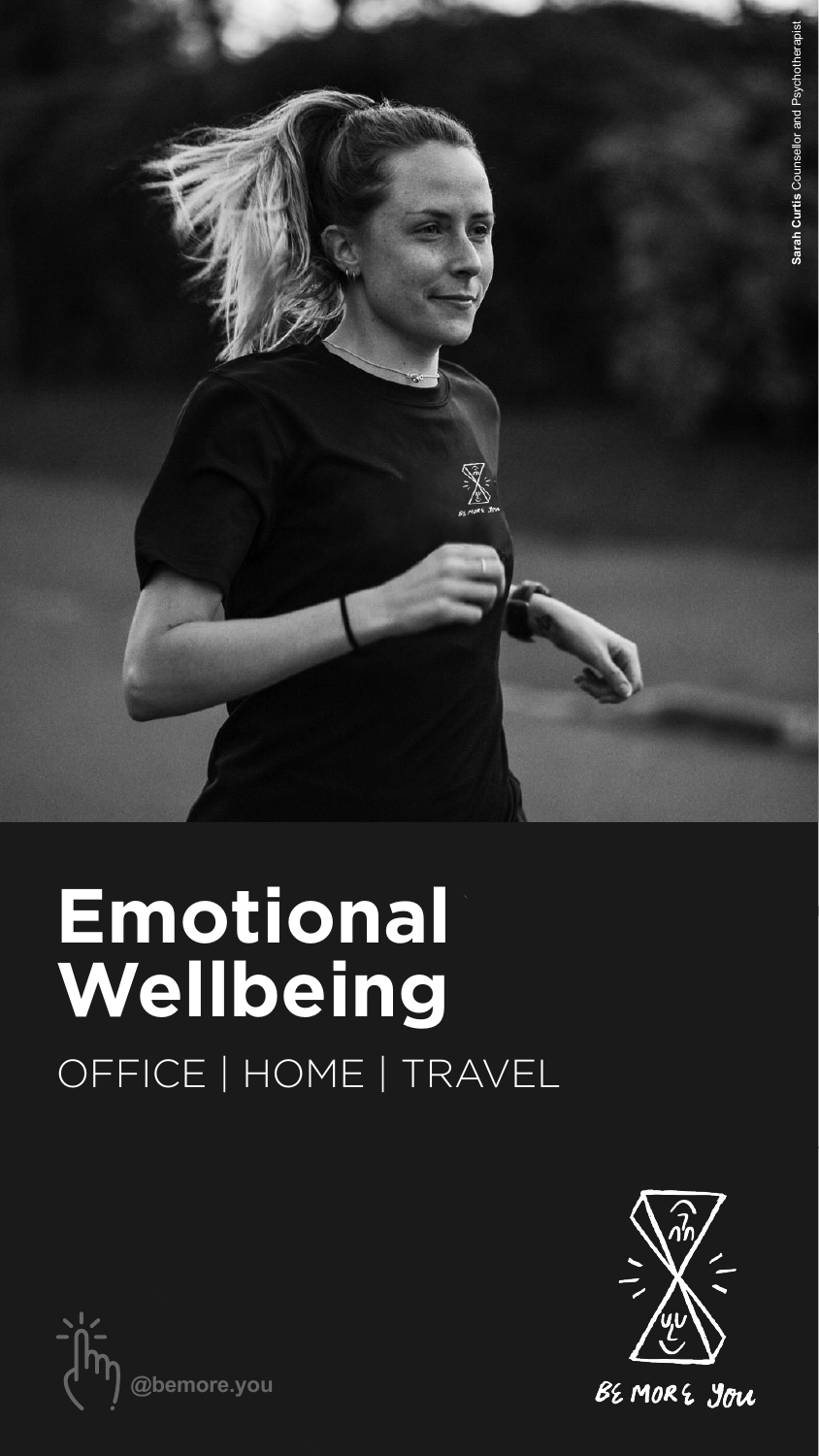**Sarah Curtis** Counsellor and Psychotherapist

# Emotional Wellbeing

OFFICE | HOME | TRAVEL

@bemore.you

BE MORE YOU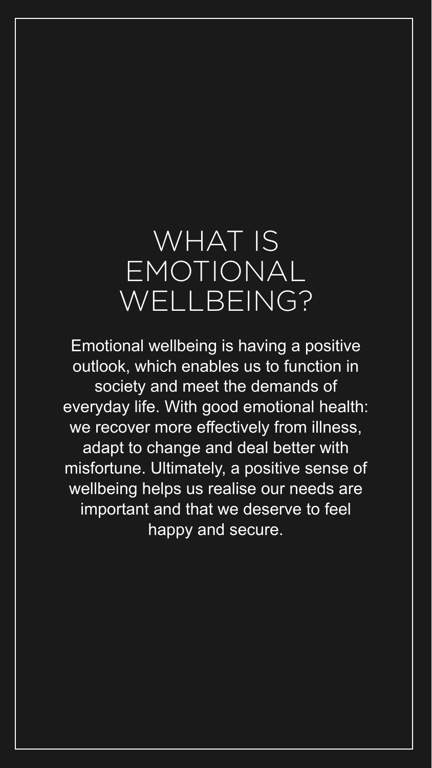# WHAT IS EMOTIONAL WELLBEING?

Emotional wellbeing is having a positive outlook, which enables us to function in society and meet the demands of everyday life. With good emotional health: we recover more effectively from illness, adapt to change and deal better with misfortune. Ultimately, a positive sense of wellbeing helps us realise our needs are important and that we deserve to feel happy and secure.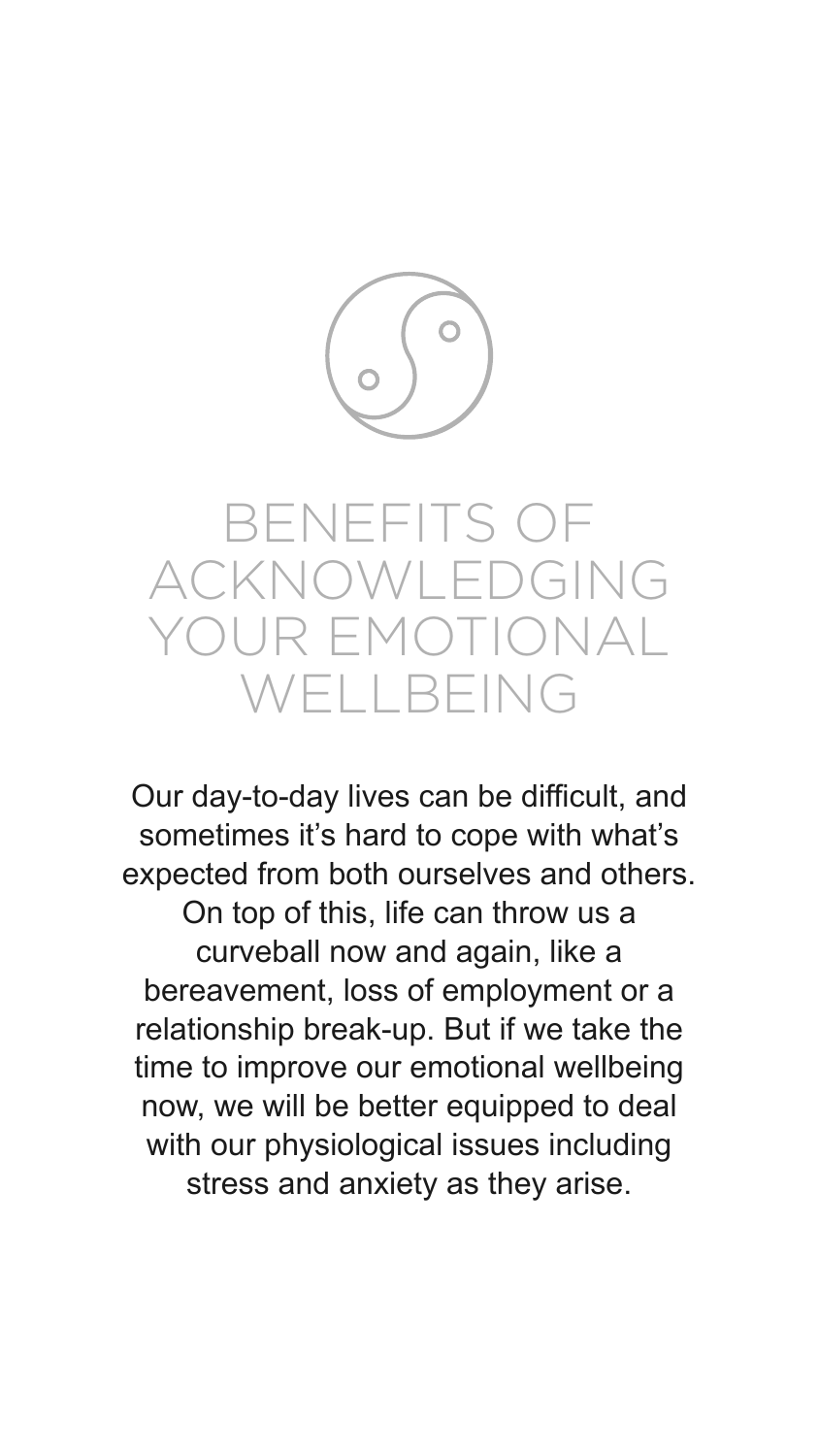# BENEFITS OF ACKNOWLEDGING YOUR EMOTIONAL WELLBEING

Our day-to-day lives can be difficult, and sometimes it's hard to cope with what's expected from both ourselves and others. On top of this, life can throw us a curveball now and again, like a bereavement, loss of employment or a relationship break-up. But if we take the time to improve our emotional wellbeing now, we will be better equipped to deal with our physiological issues including stress and anxiety as they arise.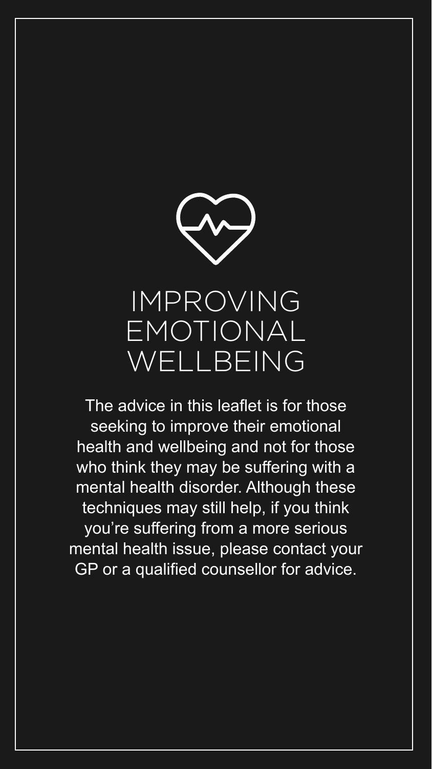# IMPROVING EMOTIONAL WELLBEING

The advice in this leaflet is for those seeking to improve their emotional health and wellbeing and not for those who think they may be suffering with a mental health disorder. Although these techniques may still help, if you think you're suffering from a more serious mental health issue, please contact your GP or a qualified counsellor for advice.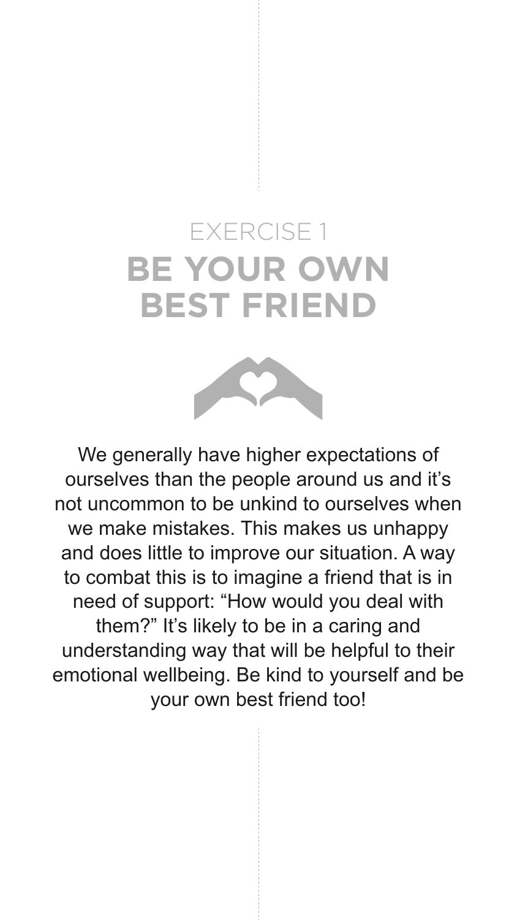# EXERCISE 1
## BE YOUR OWN BEST FRIEND

We generally have higher expectations of ourselves than the people around us and it's not uncommon to be unkind to ourselves when we make mistakes. This makes us unhappy and does little to improve our situation. A way to combat this is to imagine a friend that is in need of support: "How would you deal with them?" It's likely to be in a caring and understanding way that will be helpful to their emotional wellbeing. Be kind to yourself and be your own best friend too!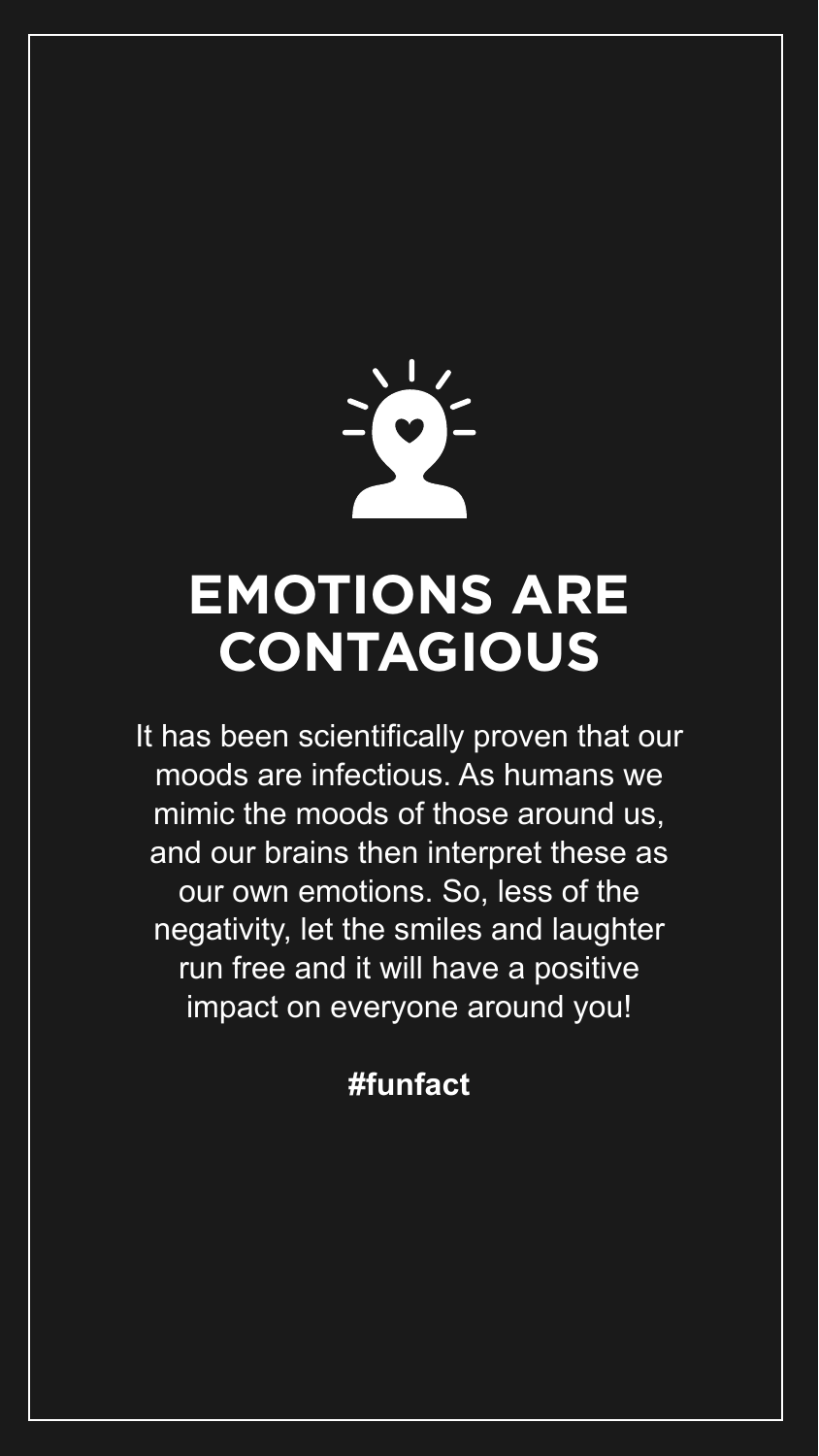# EMOTIONS ARE CONTAGIOUS

It has been scientifically proven that our moods are infectious. As humans we mimic the moods of those around us, and our brains then interpret these as our own emotions. So, less of the negativity, let the smiles and laughter run free and it will have a positive impact on everyone around you!

**#funfact**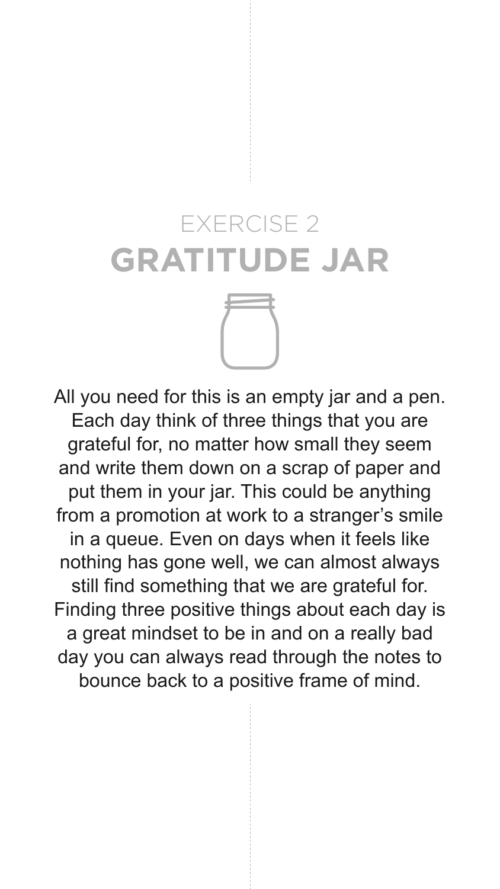EXERCISE 2

# GRATITUDE JAR

All you need for this is an empty jar and a pen. Each day think of three things that you are grateful for, no matter how small they seem and write them down on a scrap of paper and put them in your jar. This could be anything from a promotion at work to a stranger's smile in a queue. Even on days when it feels like nothing has gone well, we can almost always still find something that we are grateful for. Finding three positive things about each day is a great mindset to be in and on a really bad day you can always read through the notes to bounce back to a positive frame of mind.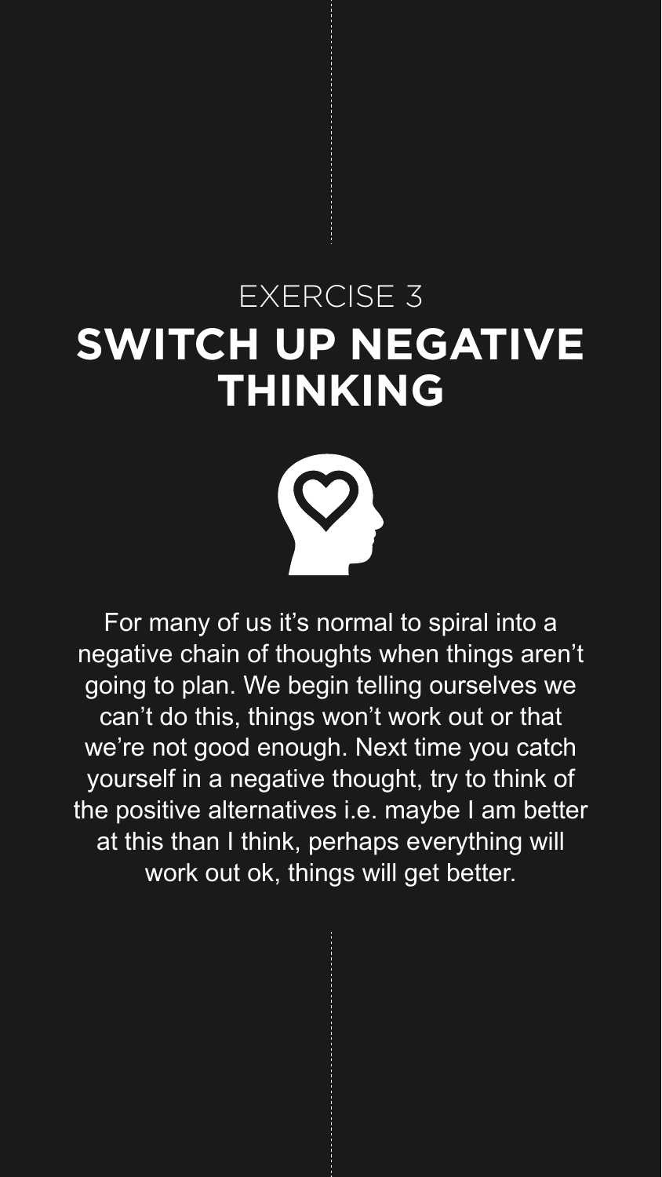EXERCISE 3

# SWITCH UP NEGATIVE THINKING

For many of us it's normal to spiral into a negative chain of thoughts when things aren't going to plan. We begin telling ourselves we can't do this, things won't work out or that we're not good enough. Next time you catch yourself in a negative thought, try to think of the positive alternatives i.e. maybe I am better at this than I think, perhaps everything will work out ok, things will get better.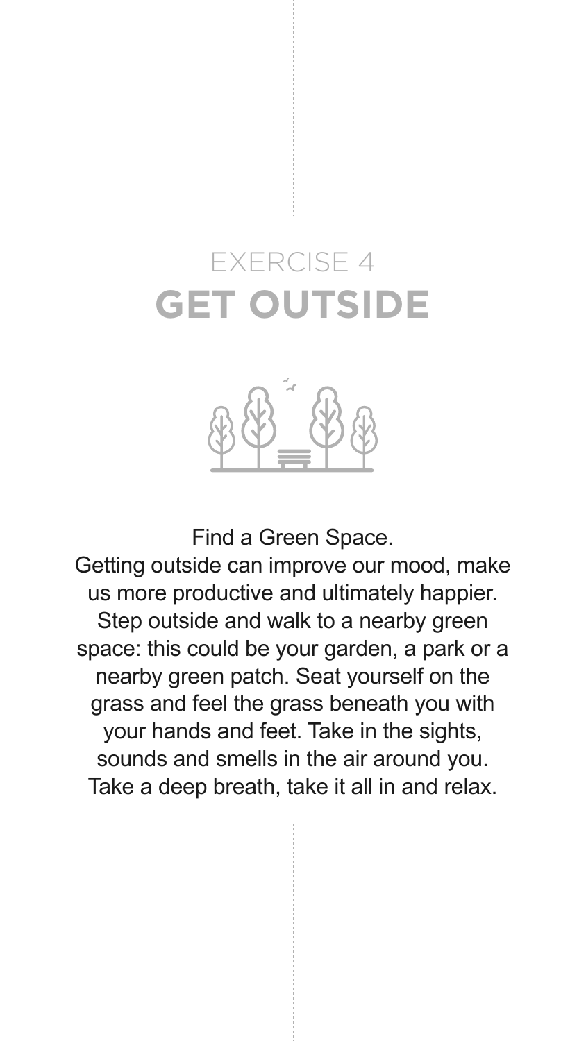EXERCISE 4
# GET OUTSIDE

Find a Green Space.
Getting outside can improve our mood, make us more productive and ultimately happier. Step outside and walk to a nearby green space: this could be your garden, a park or a nearby green patch. Seat yourself on the grass and feel the grass beneath you with your hands and feet. Take in the sights, sounds and smells in the air around you. Take a deep breath, take it all in and relax.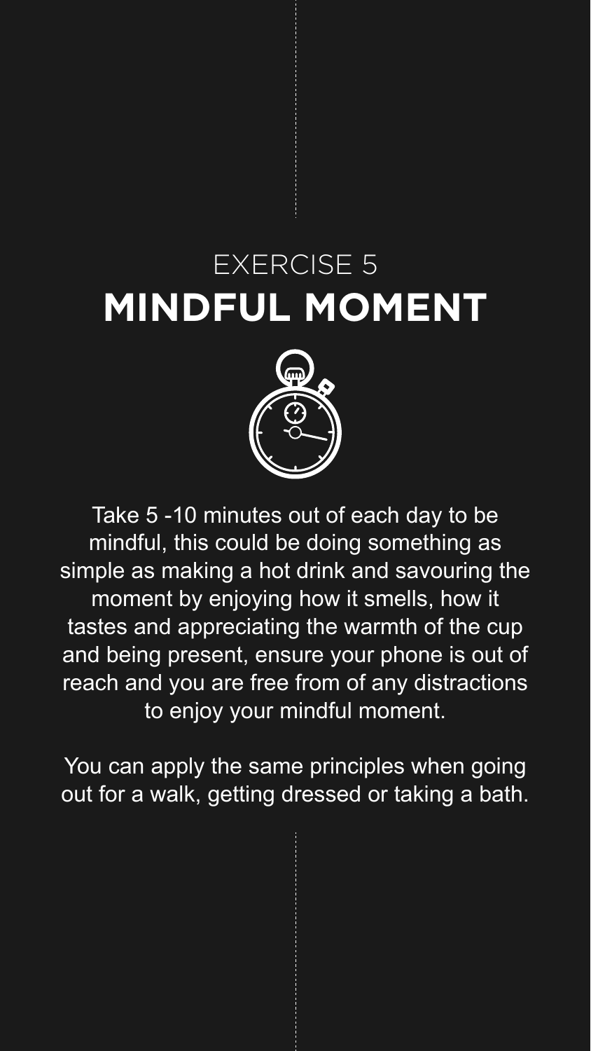# EXERCISE 5
# **MINDFUL MOMENT**

Take 5 -10 minutes out of each day to be mindful, this could be doing something as simple as making a hot drink and savouring the moment by enjoying how it smells, how it tastes and appreciating the warmth of the cup and being present, ensure your phone is out of reach and you are free from of any distractions to enjoy your mindful moment.

You can apply the same principles when going out for a walk, getting dressed or taking a bath.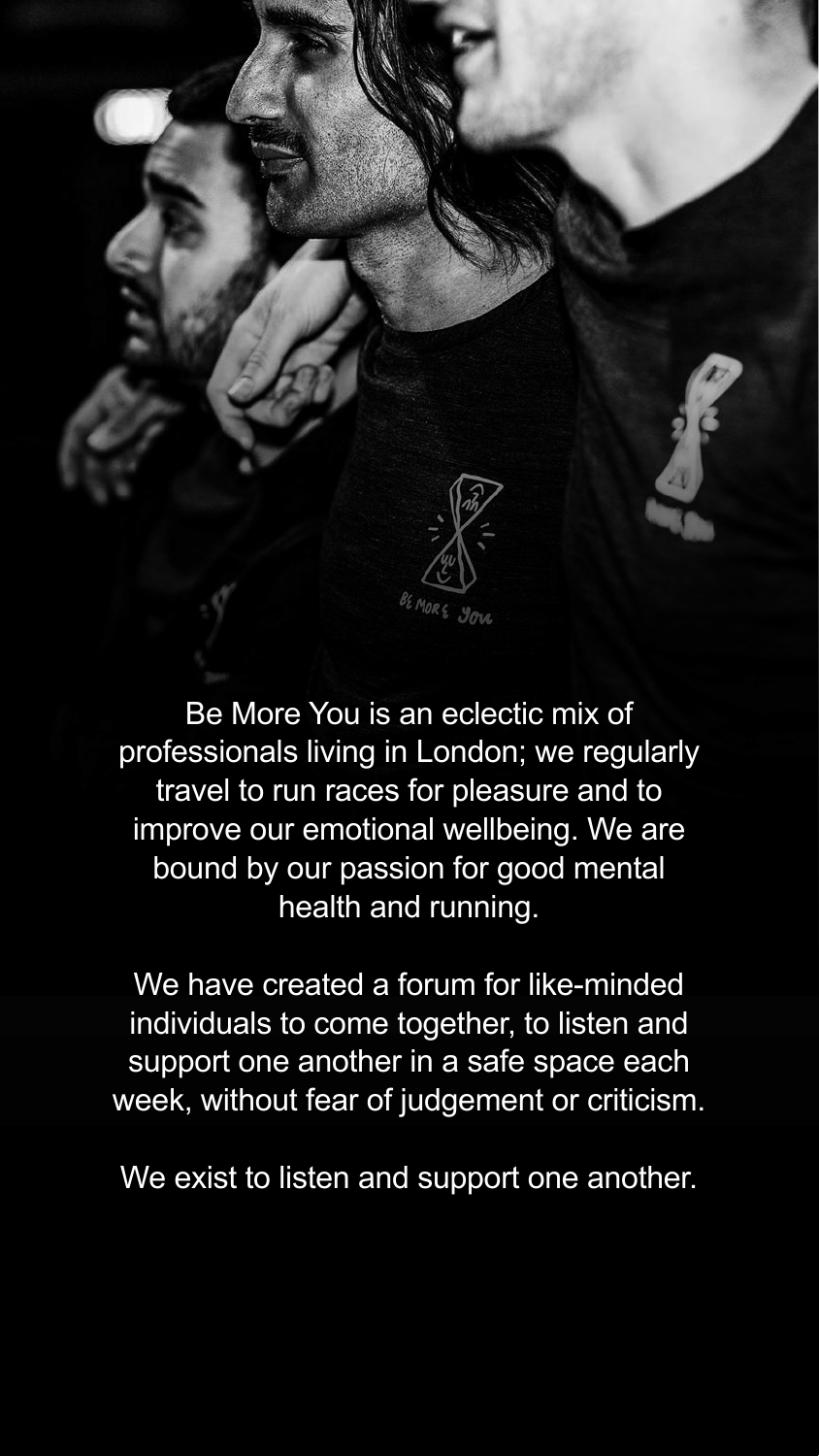Be More You is an eclectic mix of professionals living in London; we regularly travel to run races for pleasure and to improve our emotional wellbeing. We are bound by our passion for good mental health and running.

We have created a forum for like-minded individuals to come together, to listen and support one another in a safe space each week, without fear of judgement or criticism.

We exist to listen and support one another.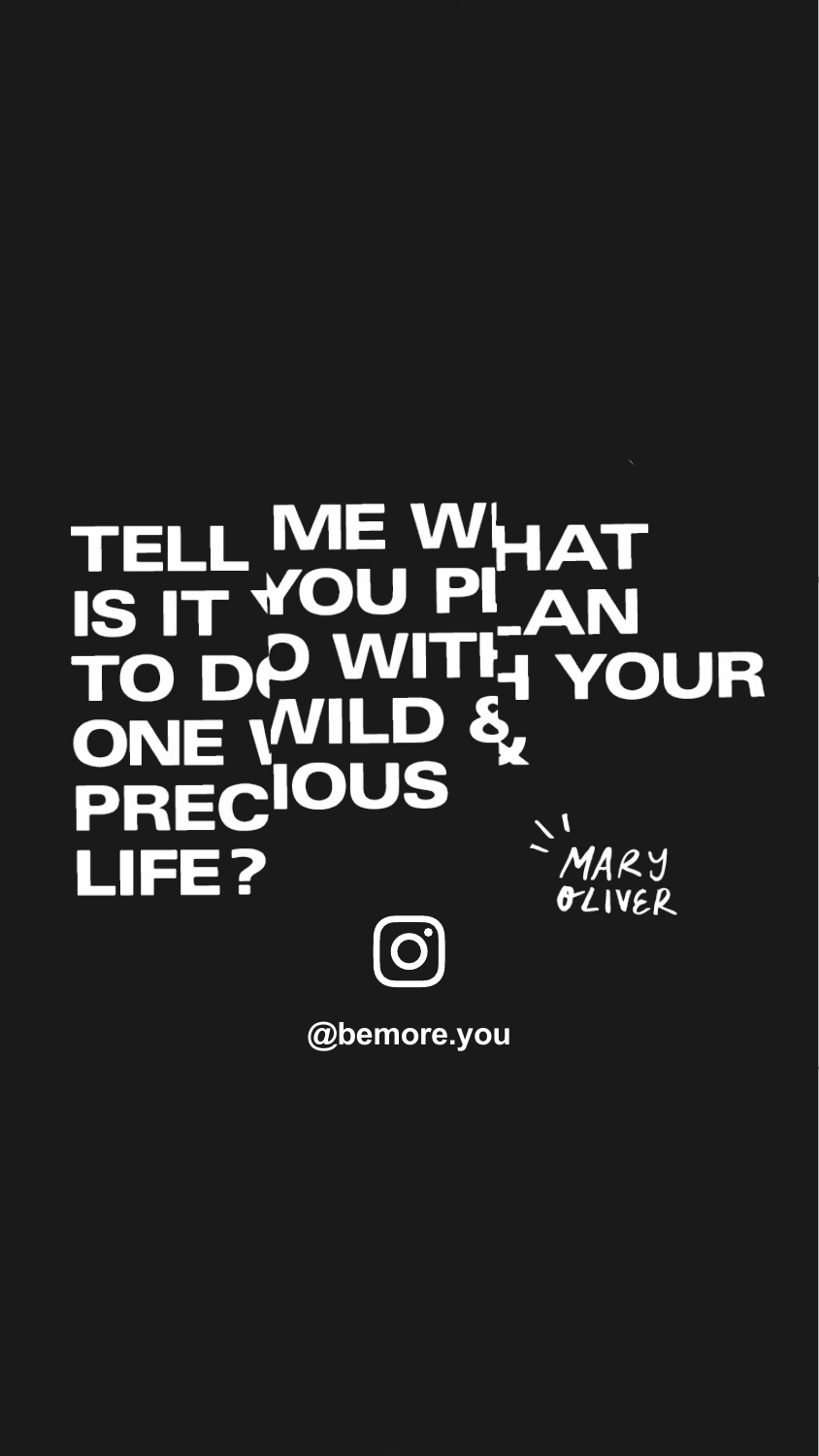TELL ME WHAT IS IT YOU PLAN TO DO WITH YOUR ONE WILD & PRECIOUS LIFE?

MARY OLIVER

@bemore.you